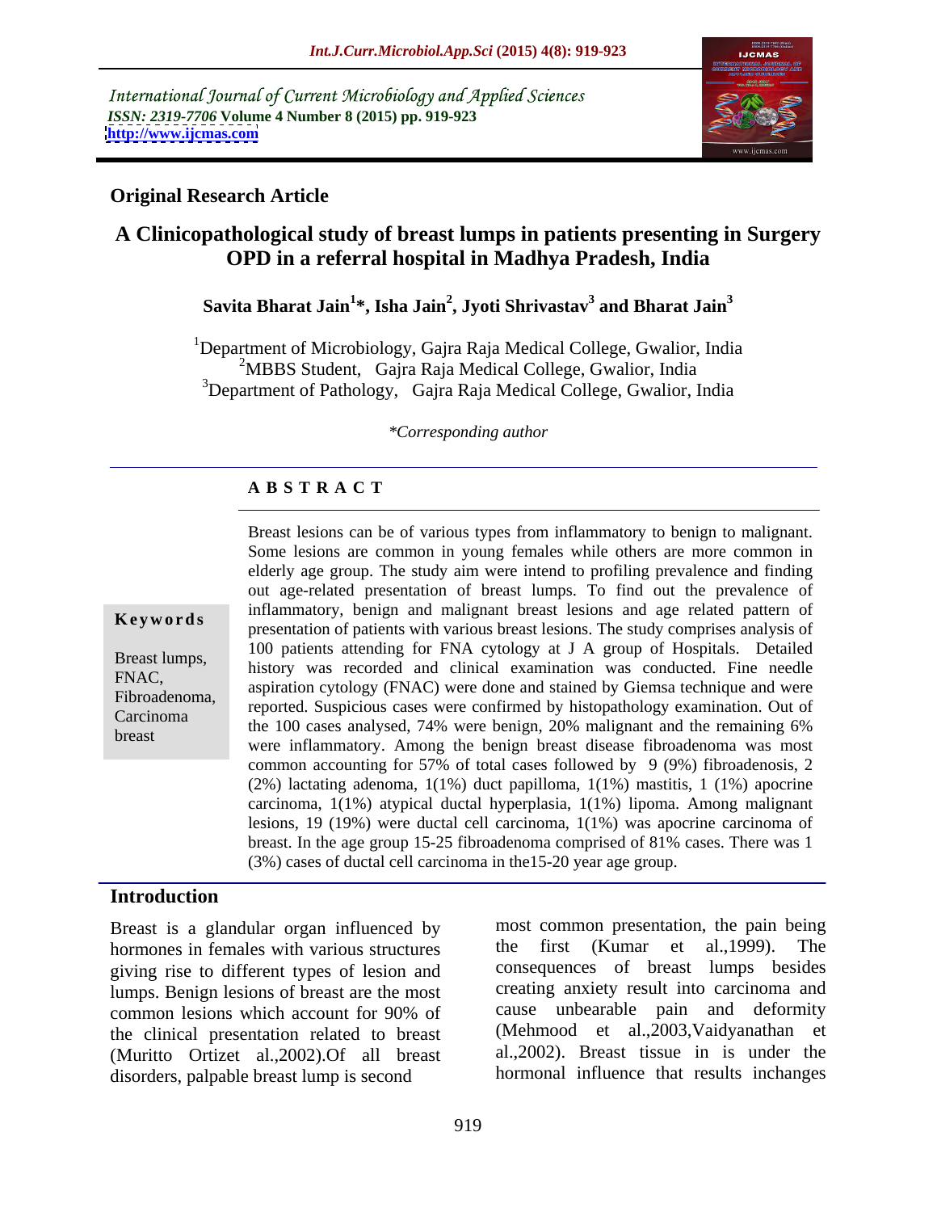International Journal of Current Microbiology and Applied Sciences
*ISSN: 2319-7706* **Volume 4 Number 8 (2015) pp. 919-923**
**http://www.ijcmas.com**

**Original Research Article**

# A Clinicopathological study of breast lumps in patients presenting in Surgery OPD in a referral hospital in Madhya Pradesh, India

**Savita Bharat Jain[1]*, Isha Jain[2], Jyoti Shrivastav[3] and Bharat Jain[3]**

[1]Department of Microbiology, Gajra Raja Medical College, Gwalior, India
[2]MBBS Student, Gajra Raja Medical College, Gwalior, India
[3]Department of Pathology, Gajra Raja Medical College, Gwalior, India

*\*Corresponding author*

## ABSTRACT

**Keywords**

Breast lumps, FNAC, Fibroadenoma, Carcinoma breast

Breast lesions can be of various types from inflammatory to benign to malignant. Some lesions are common in young females while others are more common in elderly age group. The study aim were intend to profiling prevalence and finding out age-related presentation of breast lumps. To find out the prevalence of inflammatory, benign and malignant breast lesions and age related pattern of presentation of patients with various breast lesions. The study comprises analysis of 100 patients attending for FNA cytology at J A group of Hospitals. Detailed history was recorded and clinical examination was conducted. Fine needle aspiration cytology (FNAC) were done and stained by Giemsa technique and were reported. Suspicious cases were confirmed by histopathology examination. Out of the 100 cases analysed, 74% were benign, 20% malignant and the remaining 6% were inflammatory. Among the benign breast disease fibroadenoma was most common accounting for 57% of total cases followed by 9 (9%) fibroadenosis, 2 (2%) lactating adenoma, 1(1%) duct papilloma, 1(1%) mastitis, 1 (1%) apocrine carcinoma, 1(1%) atypical ductal hyperplasia, 1(1%) lipoma. Among malignant lesions, 19 (19%) were ductal cell carcinoma, 1(1%) was apocrine carcinoma of breast. In the age group 15-25 fibroadenoma comprised of 81% cases. There was 1 (3%) cases of ductal cell carcinoma in the15-20 year age group.

## Introduction

Breast is a glandular organ influenced by hormones in females with various structures giving rise to different types of lesion and lumps. Benign lesions of breast are the most common lesions which account for 90% of the clinical presentation related to breast (Muritto Ortizet al.,2002).Of all breast disorders, palpable breast lump is second most common presentation, the pain being the first (Kumar et al.,1999). The consequences of breast lumps besides creating anxiety result into carcinoma and cause unbearable pain and deformity (Mehmood et al.,2003,Vaidyanathan et al.,2002). Breast tissue in is under the hormonal influence that results inchanges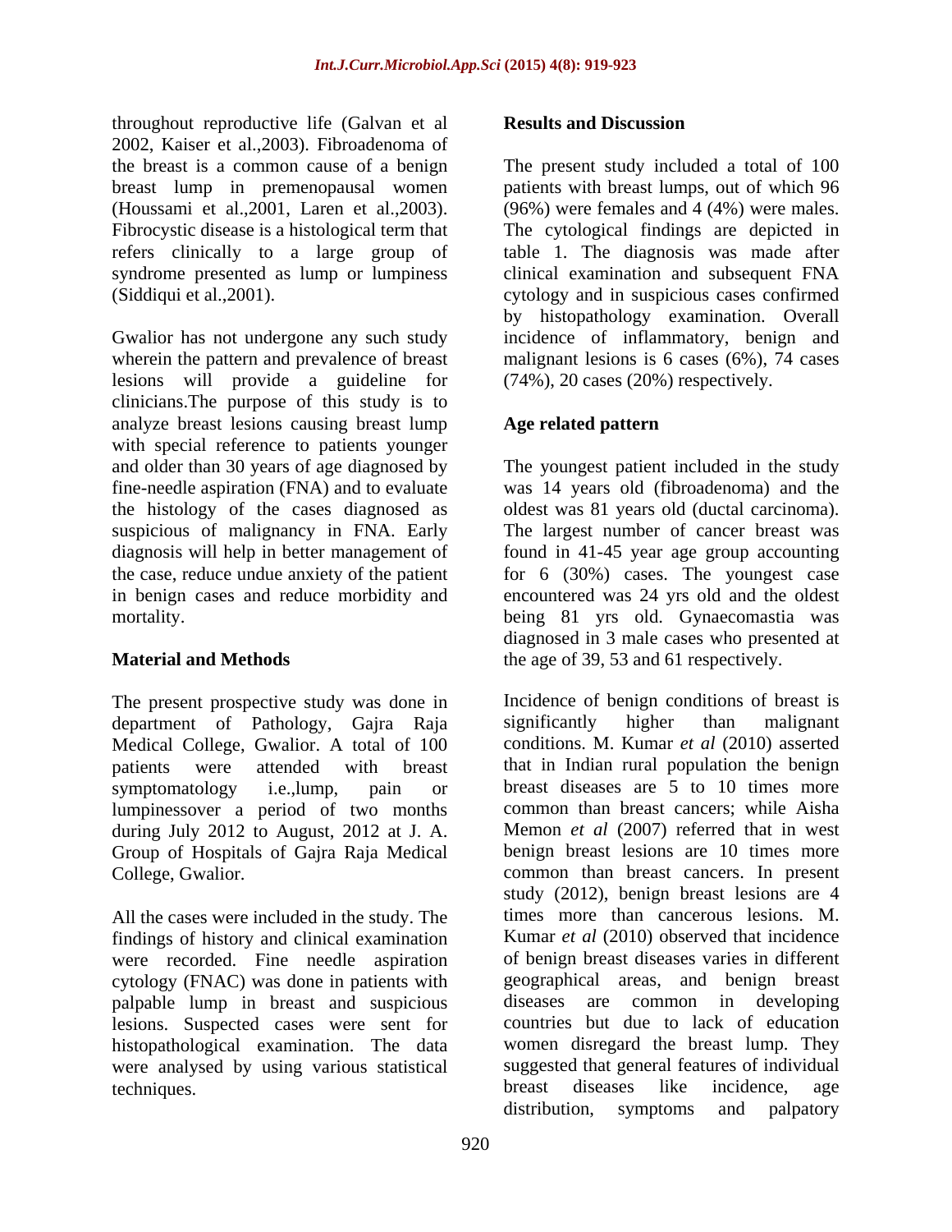throughout reproductive life (Galvan et al 2002, Kaiser et al.,2003). Fibroadenoma of the breast is a common cause of a benign breast lump in premenopausal women (Houssami et al.,2001, Laren et al.,2003). Fibrocystic disease is a histological term that refers clinically to a large group of syndrome presented as lump or lumpiness (Siddiqui et al.,2001).

Gwalior has not undergone any such study wherein the pattern and prevalence of breast lesions will provide a guideline for clinicians.The purpose of this study is to analyze breast lesions causing breast lump with special reference to patients younger and older than 30 years of age diagnosed by fine-needle aspiration (FNA) and to evaluate the histology of the cases diagnosed as suspicious of malignancy in FNA. Early diagnosis will help in better management of the case, reduce undue anxiety of the patient in benign cases and reduce morbidity and mortality.

## Material and Methods

The present prospective study was done in department of Pathology, Gajra Raja Medical College, Gwalior. A total of 100 patients were attended with breast symptomatology i.e.,lump, pain or lumpinessover a period of two months during July 2012 to August, 2012 at J. A. Group of Hospitals of Gajra Raja Medical College, Gwalior.

All the cases were included in the study. The findings of history and clinical examination were recorded. Fine needle aspiration cytology (FNAC) was done in patients with palpable lump in breast and suspicious lesions. Suspected cases were sent for histopathological examination. The data were analysed by using various statistical techniques.

## Results and Discussion

The present study included a total of 100 patients with breast lumps, out of which 96 (96%) were females and 4 (4%) were males. The cytological findings are depicted in table 1. The diagnosis was made after clinical examination and subsequent FNA cytology and in suspicious cases confirmed by histopathology examination. Overall incidence of inflammatory, benign and malignant lesions is 6 cases (6%), 74 cases (74%), 20 cases (20%) respectively.

### Age related pattern

The youngest patient included in the study was 14 years old (fibroadenoma) and the oldest was 81 years old (ductal carcinoma). The largest number of cancer breast was found in 41-45 year age group accounting for 6 (30%) cases. The youngest case encountered was 24 yrs old and the oldest being 81 yrs old. Gynaecomastia was diagnosed in 3 male cases who presented at the age of 39, 53 and 61 respectively.

Incidence of benign conditions of breast is significantly higher than malignant conditions. M. Kumar *et al* (2010) asserted that in Indian rural population the benign breast diseases are 5 to 10 times more common than breast cancers; while Aisha Memon *et al* (2007) referred that in west benign breast lesions are 10 times more common than breast cancers. In present study (2012), benign breast lesions are 4 times more than cancerous lesions. M. Kumar *et al* (2010) observed that incidence of benign breast diseases varies in different geographical areas, and benign breast diseases are common in developing countries but due to lack of education women disregard the breast lump. They suggested that general features of individual breast diseases like incidence, age distribution, symptoms and palpatory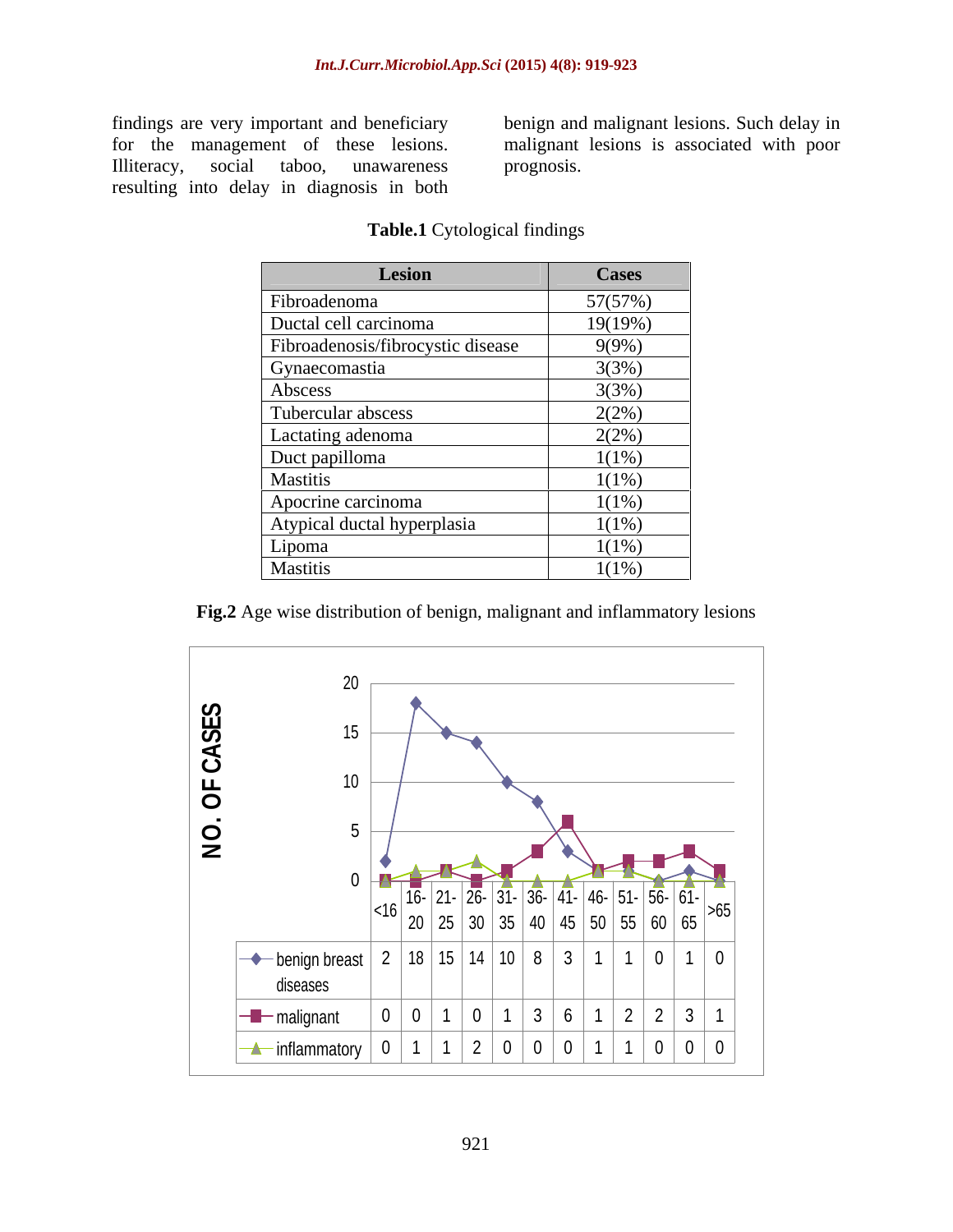findings are very important and beneficiary for the management of these lesions. Illiteracy, social taboo, unawareness resulting into delay in diagnosis in both benign and malignant lesions. Such delay in malignant lesions is associated with poor prognosis.

**Table.1** Cytological findings

| Lesion | Cases |
|---|---|
| Fibroadenoma | 57(57%) |
| Ductal cell carcinoma | 19(19%) |
| Fibroadenosis/fibrocystic disease | 9(9%) |
| Gynaecomastia | 3(3%) |
| Abscess | 3(3%) |
| Tubercular abscess | 2(2%) |
| Lactating adenoma | 2(2%) |
| Duct papilloma | 1(1%) |
| Mastitis | 1(1%) |
| Apocrine carcinoma | 1(1%) |
| Atypical ductal hyperplasia | 1(1%) |
| Lipoma | 1(1%) |
| Mastitis | 1(1%) |

**Fig.2** Age wise distribution of benign, malignant and inflammatory lesions

NO. OF CASES

20
15
10
5
0

<16, 16-20, 21-25, 26-30, 31-35, 36-40, 41-45, 46-50, 51-55, 56-60, 61-65, >65

benign breast diseases: 2, 18, 15, 14, 10, 8, 3, 1, 1, 0, 1, 0

malignant: 0, 0, 1, 0, 1, 3, 6, 1, 2, 2, 3, 1

inflammatory: 0, 1, 1, 2, 0, 0, 0, 1, 1, 0, 0, 0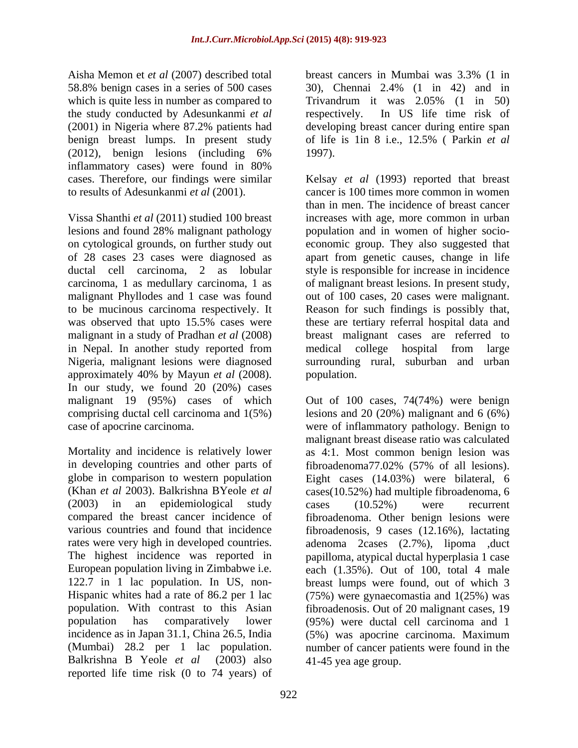Aisha Memon et *et al* (2007) described total 58.8% benign cases in a series of 500 cases which is quite less in number as compared to the study conducted by Adesunkanmi *et al* (2001) in Nigeria where 87.2% patients had benign breast lumps. In present study (2012), benign lesions (including 6% inflammatory cases) were found in 80% cases. Therefore, our findings were similar to results of Adesunkanmi *et al* (2001).

Vissa Shanthi *et al* (2011) studied 100 breast lesions and found 28% malignant pathology on cytological grounds, on further study out of 28 cases 23 cases were diagnosed as ductal cell carcinoma, 2 as lobular carcinoma, 1 as medullary carcinoma, 1 as malignant Phyllodes and 1 case was found to be mucinous carcinoma respectively. It was observed that upto 15.5% cases were malignant in a study of Pradhan *et al* (2008) in Nepal. In another study reported from Nigeria, malignant lesions were diagnosed approximately 40% by Mayun *et al* (2008). In our study, we found 20 (20%) cases malignant 19 (95%) cases of which comprising ductal cell carcinoma and 1(5%) case of apocrine carcinoma.

Mortality and incidence is relatively lower in developing countries and other parts of globe in comparison to western population (Khan *et al* 2003). Balkrishna BYeole *et al* (2003) in an epidemiological study compared the breast cancer incidence of various countries and found that incidence rates were very high in developed countries. The highest incidence was reported in European population living in Zimbabwe i.e. 122.7 in 1 lac population. In US, non-Hispanic whites had a rate of 86.2 per 1 lac population. With contrast to this Asian population has comparatively lower incidence as in Japan 31.1, China 26.5, India (Mumbai) 28.2 per 1 lac population. Balkrishna B Yeole *et al* (2003) also reported life time risk (0 to 74 years) of breast cancers in Mumbai was 3.3% (1 in 30), Chennai 2.4% (1 in 42) and in Trivandrum it was 2.05% (1 in 50) respectively. In US life time risk of developing breast cancer during entire span of life is 1in 8 i.e., 12.5% ( Parkin *et al* 1997).

Kelsay *et al* (1993) reported that breast cancer is 100 times more common in women than in men. The incidence of breast cancer increases with age, more common in urban population and in women of higher socio-economic group. They also suggested that apart from genetic causes, change in life style is responsible for increase in incidence of malignant breast lesions. In present study, out of 100 cases, 20 cases were malignant. Reason for such findings is possibly that, these are tertiary referral hospital data and breast malignant cases are referred to medical college hospital from large surrounding rural, suburban and urban population.

Out of 100 cases, 74(74%) were benign lesions and 20 (20%) malignant and 6 (6%) were of inflammatory pathology. Benign to malignant breast disease ratio was calculated as 4:1. Most common benign lesion was fibroadenoma77.02% (57% of all lesions). Eight cases (14.03%) were bilateral, 6 cases(10.52%) had multiple fibroadenoma, 6 cases (10.52%) were recurrent fibroadenoma. Other benign lesions were fibroadenosis, 9 cases (12.16%), lactating adenoma 2cases (2.7%), lipoma ,duct papilloma, atypical ductal hyperplasia 1 case each (1.35%). Out of 100, total 4 male breast lumps were found, out of which 3 (75%) were gynaecomastia and 1(25%) was fibroadenosis. Out of 20 malignant cases, 19 (95%) were ductal cell carcinoma and 1 (5%) was apocrine carcinoma. Maximum number of cancer patients were found in the 41-45 yea age group.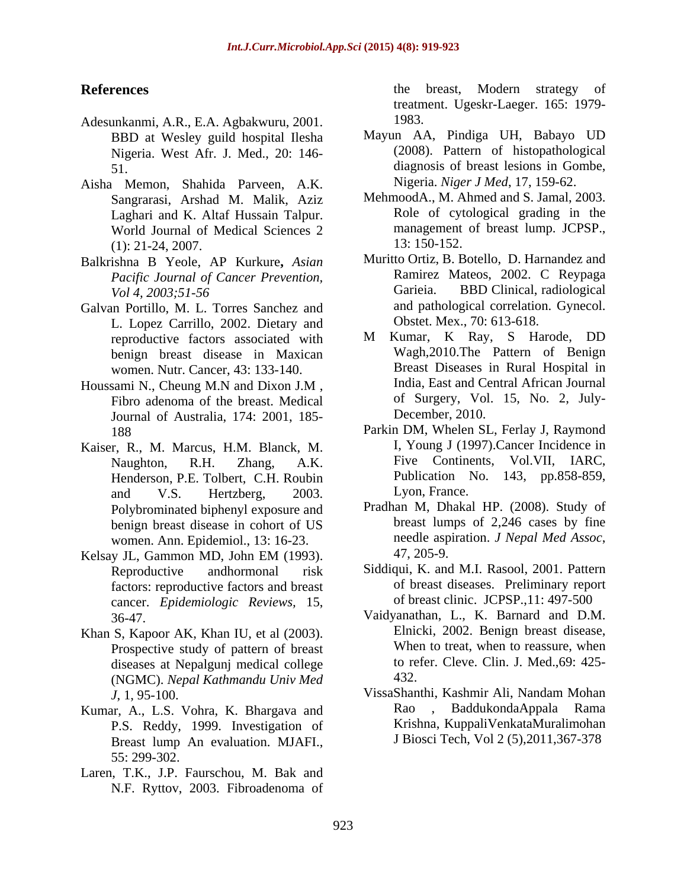## References

Adesunkanmi, A.R., E.A. Agbakwuru, 2001. BBD at Wesley guild hospital Ilesha Nigeria. West Afr. J. Med., 20: 146-51.

Aisha Memon, Shahida Parveen, A.K. Sangrarasi, Arshad M. Malik, Aziz Laghari and K. Altaf Hussain Talpur. World Journal of Medical Sciences 2 (1): 21-24, 2007.

Balkrishna B Yeole, AP Kurkure**,** *Asian Pacific Journal of Cancer Prevention, Vol 4, 2003;51-56*

Galvan Portillo, M. L. Torres Sanchez and L. Lopez Carrillo, 2002. Dietary and reproductive factors associated with benign breast disease in Maxican women. Nutr. Cancer, 43: 133-140.

Houssami N., Cheung M.N and Dixon J.M , Fibro adenoma of the breast. Medical Journal of Australia, 174: 2001, 185-188

Kaiser, R., M. Marcus, H.M. Blanck, M. Naughton, R.H. Zhang, A.K. Henderson, P.E. Tolbert, C.H. Roubin and V.S. Hertzberg, 2003. Polybrominated biphenyl exposure and benign breast disease in cohort of US women. Ann. Epidemiol., 13: 16-23.

Kelsay JL, Gammon MD, John EM (1993). Reproductive andhormonal risk factors: reproductive factors and breast cancer. *Epidemiologic Reviews*, 15, 36-47.

Khan S, Kapoor AK, Khan IU, et al (2003). Prospective study of pattern of breast diseases at Nepalgunj medical college (NGMC). *Nepal Kathmandu Univ Med J*, 1, 95-100.

Kumar, A., L.S. Vohra, K. Bhargava and P.S. Reddy, 1999. Investigation of Breast lump An evaluation. MJAFI., 55: 299-302.

Laren, T.K., J.P. Faurschou, M. Bak and N.F. Ryttov, 2003. Fibroadenoma of the breast, Modern strategy of treatment. Ugeskr-Laeger. 165: 1979-1983.

Mayun AA, Pindiga UH, Babayo UD (2008). Pattern of histopathological diagnosis of breast lesions in Gombe, Nigeria. *Niger J Med*, 17, 159-62.

MehmoodA., M. Ahmed and S. Jamal, 2003. Role of cytological grading in the management of breast lump. JCPSP., 13: 150-152.

Muritto Ortiz, B. Botello, D. Harnandez and Ramirez Mateos, 2002. C Reypaga Garieia. BBD Clinical, radiological and pathological correlation. Gynecol. Obstet. Mex., 70: 613-618.

M Kumar, K Ray, S Harode, DD Wagh,2010.The Pattern of Benign Breast Diseases in Rural Hospital in India, East and Central African Journal of Surgery, Vol. 15, No. 2, July-December, 2010.

Parkin DM, Whelen SL, Ferlay J, Raymond I, Young J (1997).Cancer Incidence in Five Continents, Vol.VII, IARC, Publication No. 143, pp.858-859, Lyon, France.

Pradhan M, Dhakal HP. (2008). Study of breast lumps of 2,246 cases by fine needle aspiration. *J Nepal Med Assoc*, 47, 205-9.

Siddiqui, K. and M.I. Rasool, 2001. Pattern of breast diseases. Preliminary report of breast clinic. JCPSP.,11: 497-500

Vaidyanathan, L., K. Barnard and D.M. Elnicki, 2002. Benign breast disease, When to treat, when to reassure, when to refer. Cleve. Clin. J. Med.,69: 425-432.

VissaShanthi, Kashmir Ali, Nandam Mohan Rao , BaddukondaAppala Rama Krishna, KuppaliVenkataMuralimohan J Biosci Tech, Vol 2 (5),2011,367-378